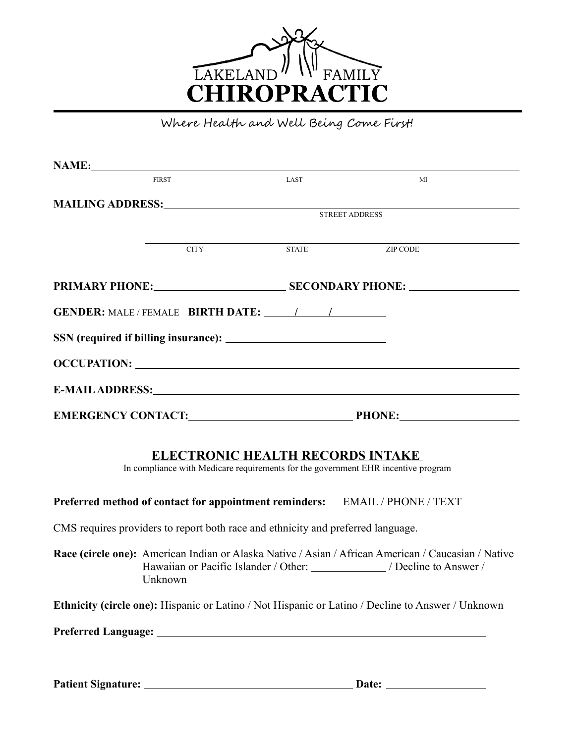# LAKELAND FAMILY CHIROPRACTIC

*Where Health and Well Being Come First!*

**NAME:** ______________________________________________
FIRST LAST MI

**MAILING ADDRESS:** ______________________________________________
STREET ADDRESS

______________________________________________
CITY STATE ZIP CODE

**PRIMARY PHONE:** ______________________ **SECONDARY PHONE:** ______________________

**GENDER:** MALE / FEMALE **BIRTH DATE:** _____ / _____ / _________

**SSN (required if billing insurance):** ____________________________

**OCCUPATION:** ______________________________________________

**E-MAIL ADDRESS:** ______________________________________________

**EMERGENCY CONTACT:** ____________________________ **PHONE:** ______________________

## ELECTRONIC HEALTH RECORDS INTAKE

In compliance with Medicare requirements for the government EHR incentive program

**Preferred method of contact for appointment reminders:** EMAIL / PHONE / TEXT

CMS requires providers to report both race and ethnicity and preferred language.

**Race (circle one):** American Indian or Alaska Native / Asian / African American / Caucasian / Native Hawaiian or Pacific Islander / Other: _____________ / Decline to Answer / Unknown

**Ethnicity (circle one):** Hispanic or Latino / Not Hispanic or Latino / Decline to Answer / Unknown

**Preferred Language:** ______________________________________________

**Patient Signature:** ______________________________________ **Date:** __________________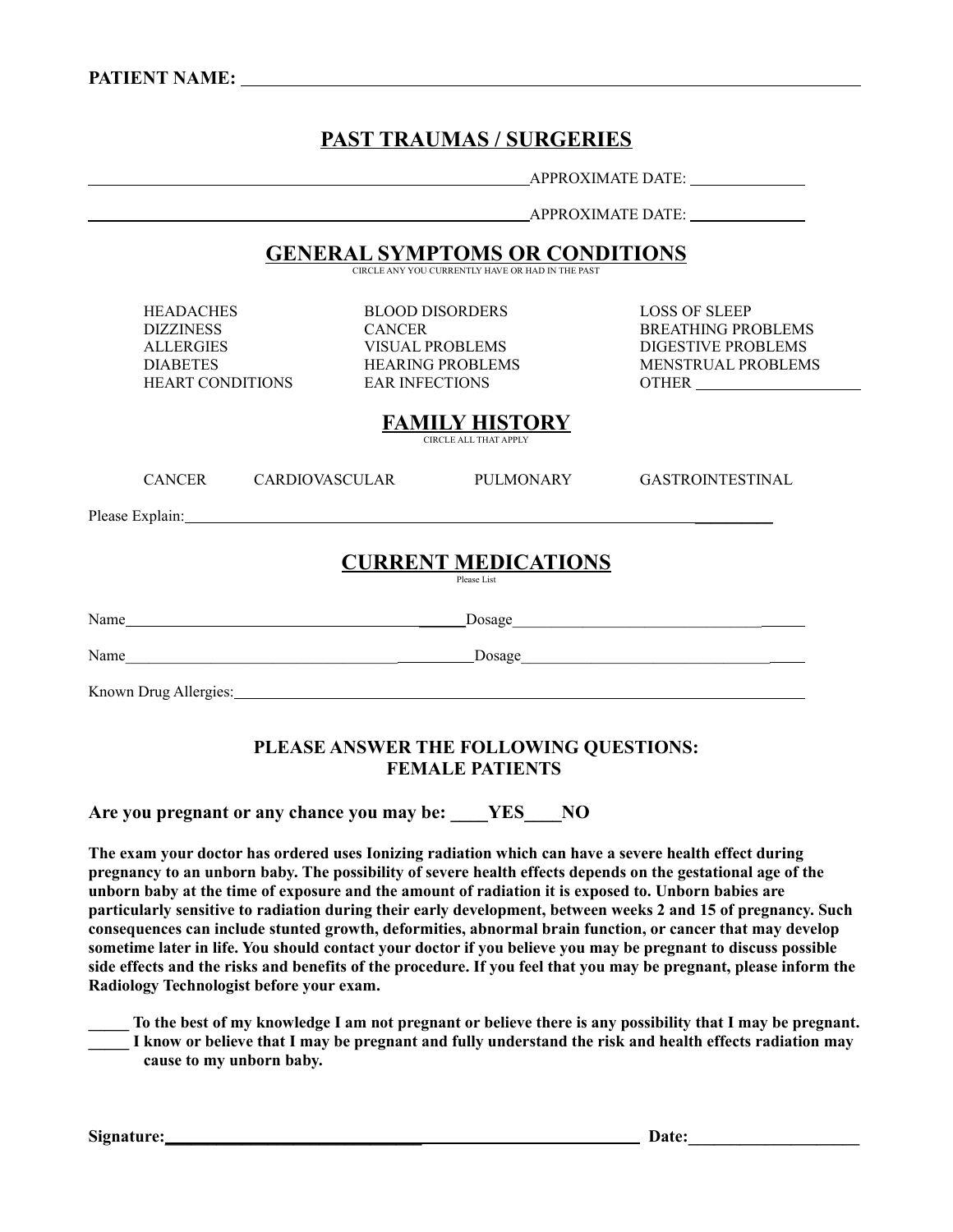**PATIENT NAME:** ______________________________________________________________

## PAST TRAUMAS / SURGERIES

______________________________________________ APPROXIMATE DATE: ____________

______________________________________________ APPROXIMATE DATE: ____________

## GENERAL SYMPTOMS OR CONDITIONS

CIRCLE ANY YOU CURRENTLY HAVE OR HAD IN THE PAST

| | | |
|---|---|---|
| HEADACHES | BLOOD DISORDERS | LOSS OF SLEEP |
| DIZZINESS | CANCER | BREATHING PROBLEMS |
| ALLERGIES | VISUAL PROBLEMS | DIGESTIVE PROBLEMS |
| DIABETES | HEARING PROBLEMS | MENSTRUAL PROBLEMS |
| HEART CONDITIONS | EAR INFECTIONS | OTHER ________________ |

## FAMILY HISTORY

CIRCLE ALL THAT APPLY

CANCER    CARDIOVASCULAR    PULMONARY    GASTROINTESTINAL

Please Explain: ______________________________________________________________

## CURRENT MEDICATIONS

Please List

Name ______________________________ Dosage ______________________________

Name ______________________________ Dosage ______________________________

Known Drug Allergies: ______________________________________________________

### PLEASE ANSWER THE FOLLOWING QUESTIONS: FEMALE PATIENTS

**Are you pregnant or any chance you may be: ____YES____NO**

**The exam your doctor has ordered uses Ionizing radiation which can have a severe health effect during pregnancy to an unborn baby. The possibility of severe health effects depends on the gestational age of the unborn baby at the time of exposure and the amount of radiation it is exposed to. Unborn babies are particularly sensitive to radiation during their early development, between weeks 2 and 15 of pregnancy. Such consequences can include stunted growth, deformities, abnormal brain function, or cancer that may develop sometime later in life. You should contact your doctor if you believe you may be pregnant to discuss possible side effects and the risks and benefits of the procedure. If you feel that you may be pregnant, please inform the Radiology Technologist before your exam.**

**_____ To the best of my knowledge I am not pregnant or believe there is any possibility that I may be pregnant.**

**_____ I know or believe that I may be pregnant and fully understand the risk and health effects radiation may cause to my unborn baby.**

**Signature:** ______________________________________________ **Date:** ____________________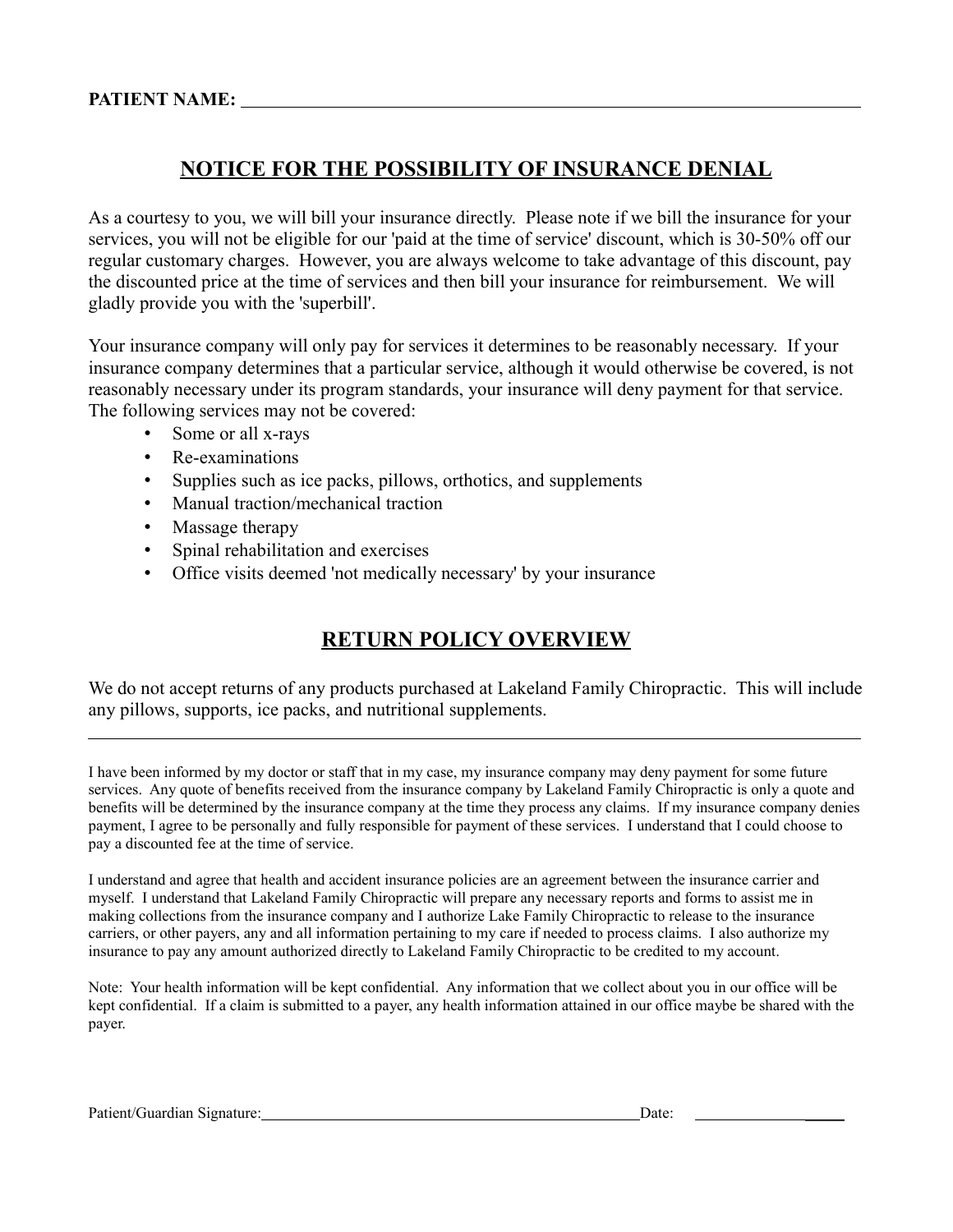**PATIENT NAME:** ______________________________________________________________________

## NOTICE FOR THE POSSIBILITY OF INSURANCE DENIAL

As a courtesy to you, we will bill your insurance directly. Please note if we bill the insurance for your services, you will not be eligible for our 'paid at the time of service' discount, which is 30-50% off our regular customary charges. However, you are always welcome to take advantage of this discount, pay the discounted price at the time of services and then bill your insurance for reimbursement. We will gladly provide you with the 'superbill'.

Your insurance company will only pay for services it determines to be reasonably necessary. If your insurance company determines that a particular service, although it would otherwise be covered, is not reasonably necessary under its program standards, your insurance will deny payment for that service. The following services may not be covered:

- Some or all x-rays
- Re-examinations
- Supplies such as ice packs, pillows, orthotics, and supplements
- Manual traction/mechanical traction
- Massage therapy
- Spinal rehabilitation and exercises
- Office visits deemed 'not medically necessary' by your insurance

## RETURN POLICY OVERVIEW

We do not accept returns of any products purchased at Lakeland Family Chiropractic. This will include any pillows, supports, ice packs, and nutritional supplements.

---

I have been informed by my doctor or staff that in my case, my insurance company may deny payment for some future services. Any quote of benefits received from the insurance company by Lakeland Family Chiropractic is only a quote and benefits will be determined by the insurance company at the time they process any claims. If my insurance company denies payment, I agree to be personally and fully responsible for payment of these services. I understand that I could choose to pay a discounted fee at the time of service.

I understand and agree that health and accident insurance policies are an agreement between the insurance carrier and myself. I understand that Lakeland Family Chiropractic will prepare any necessary reports and forms to assist me in making collections from the insurance company and I authorize Lake Family Chiropractic to release to the insurance carriers, or other payers, any and all information pertaining to my care if needed to process claims. I also authorize my insurance to pay any amount authorized directly to Lakeland Family Chiropractic to be credited to my account.

Note: Your health information will be kept confidential. Any information that we collect about you in our office will be kept confidential. If a claim is submitted to a payer, any health information attained in our office maybe be shared with the payer.

Patient/Guardian Signature:__________________________________________________ Date: ____________________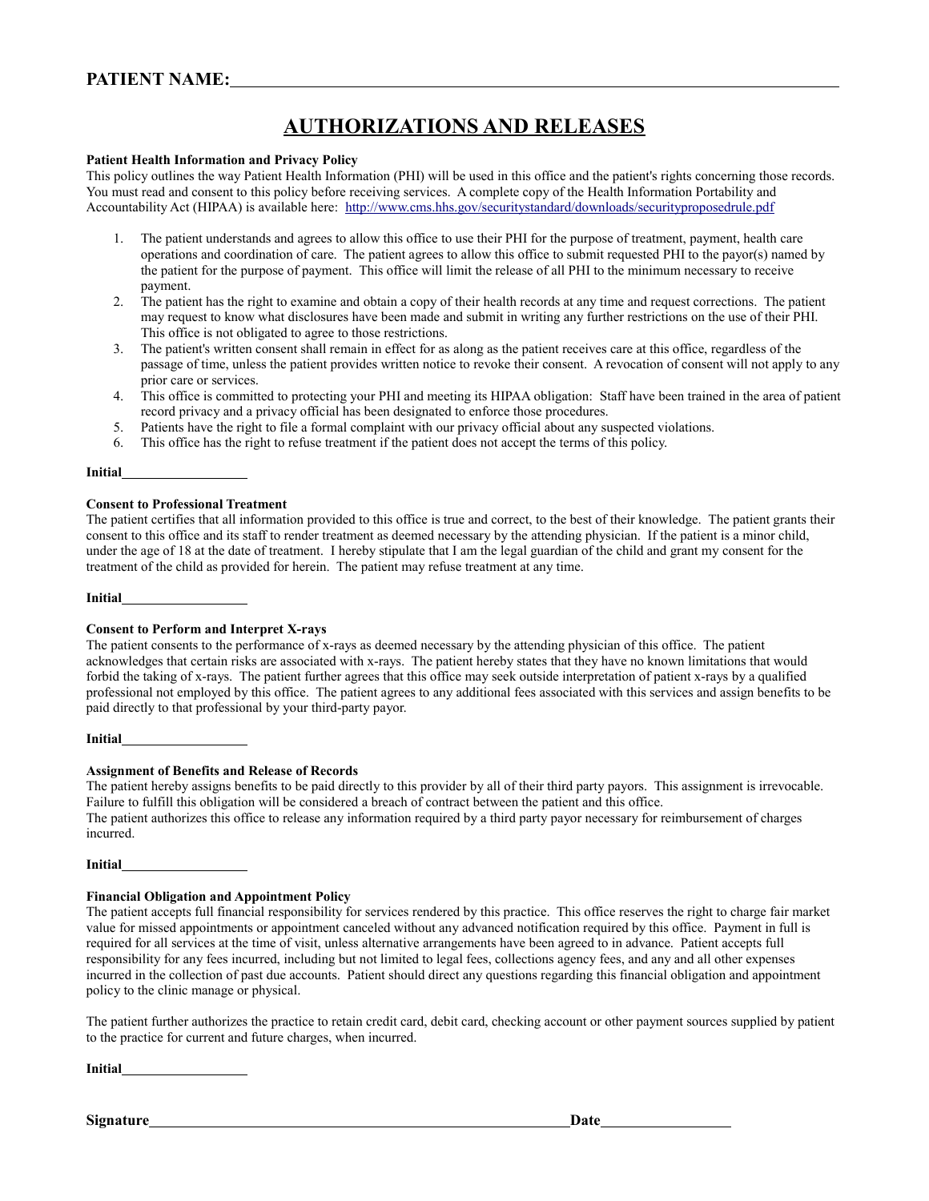**PATIENT NAME:**\_\_\_\_\_\_\_\_\_\_\_\_\_\_\_\_\_\_\_\_\_\_\_\_\_\_\_\_\_\_\_\_\_\_\_\_\_\_\_\_\_\_\_\_\_\_\_\_

# AUTHORIZATIONS AND RELEASES

**Patient Health Information and Privacy Policy**

This policy outlines the way Patient Health Information (PHI) will be used in this office and the patient's rights concerning those records. You must read and consent to this policy before receiving services. A complete copy of the Health Information Portability and Accountability Act (HIPAA) is available here: http://www.cms.hhs.gov/securitystandard/downloads/securityproposedrule.pdf

1. The patient understands and agrees to allow this office to use their PHI for the purpose of treatment, payment, health care operations and coordination of care. The patient agrees to allow this office to submit requested PHI to the payor(s) named by the patient for the purpose of payment. This office will limit the release of all PHI to the minimum necessary to receive payment.
2. The patient has the right to examine and obtain a copy of their health records at any time and request corrections. The patient may request to know what disclosures have been made and submit in writing any further restrictions on the use of their PHI. This office is not obligated to agree to those restrictions.
3. The patient's written consent shall remain in effect for as along as the patient receives care at this office, regardless of the passage of time, unless the patient provides written notice to revoke their consent. A revocation of consent will not apply to any prior care or services.
4. This office is committed to protecting your PHI and meeting its HIPAA obligation: Staff have been trained in the area of patient record privacy and a privacy official has been designated to enforce those procedures.
5. Patients have the right to file a formal complaint with our privacy official about any suspected violations.
6. This office has the right to refuse treatment if the patient does not accept the terms of this policy.

**Initial**\_\_\_\_\_\_\_\_\_\_\_\_\_\_

**Consent to Professional Treatment**

The patient certifies that all information provided to this office is true and correct, to the best of their knowledge. The patient grants their consent to this office and its staff to render treatment as deemed necessary by the attending physician. If the patient is a minor child, under the age of 18 at the date of treatment. I hereby stipulate that I am the legal guardian of the child and grant my consent for the treatment of the child as provided for herein. The patient may refuse treatment at any time.

**Initial**\_\_\_\_\_\_\_\_\_\_\_\_\_\_

**Consent to Perform and Interpret X-rays**

The patient consents to the performance of x-rays as deemed necessary by the attending physician of this office. The patient acknowledges that certain risks are associated with x-rays. The patient hereby states that they have no known limitations that would forbid the taking of x-rays. The patient further agrees that this office may seek outside interpretation of patient x-rays by a qualified professional not employed by this office. The patient agrees to any additional fees associated with this services and assign benefits to be paid directly to that professional by your third-party payor.

**Initial**\_\_\_\_\_\_\_\_\_\_\_\_\_\_

**Assignment of Benefits and Release of Records**

The patient hereby assigns benefits to be paid directly to this provider by all of their third party payors. This assignment is irrevocable. Failure to fulfill this obligation will be considered a breach of contract between the patient and this office.
The patient authorizes this office to release any information required by a third party payor necessary for reimbursement of charges incurred.

**Initial**\_\_\_\_\_\_\_\_\_\_\_\_\_\_

**Financial Obligation and Appointment Policy**

The patient accepts full financial responsibility for services rendered by this practice. This office reserves the right to charge fair market value for missed appointments or appointment canceled without any advanced notification required by this office. Payment in full is required for all services at the time of visit, unless alternative arrangements have been agreed to in advance. Patient accepts full responsibility for any fees incurred, including but not limited to legal fees, collections agency fees, and any and all other expenses incurred in the collection of past due accounts. Patient should direct any questions regarding this financial obligation and appointment policy to the clinic manage or physical.

The patient further authorizes the practice to retain credit card, debit card, checking account or other payment sources supplied by patient to the practice for current and future charges, when incurred.

**Initial**\_\_\_\_\_\_\_\_\_\_\_\_\_\_

**Signature**\_\_\_\_\_\_\_\_\_\_\_\_\_\_\_\_\_\_\_\_\_\_\_\_\_\_\_\_\_\_\_\_\_\_\_\_\_\_\_\_ **Date**\_\_\_\_\_\_\_\_\_\_\_\_\_\_